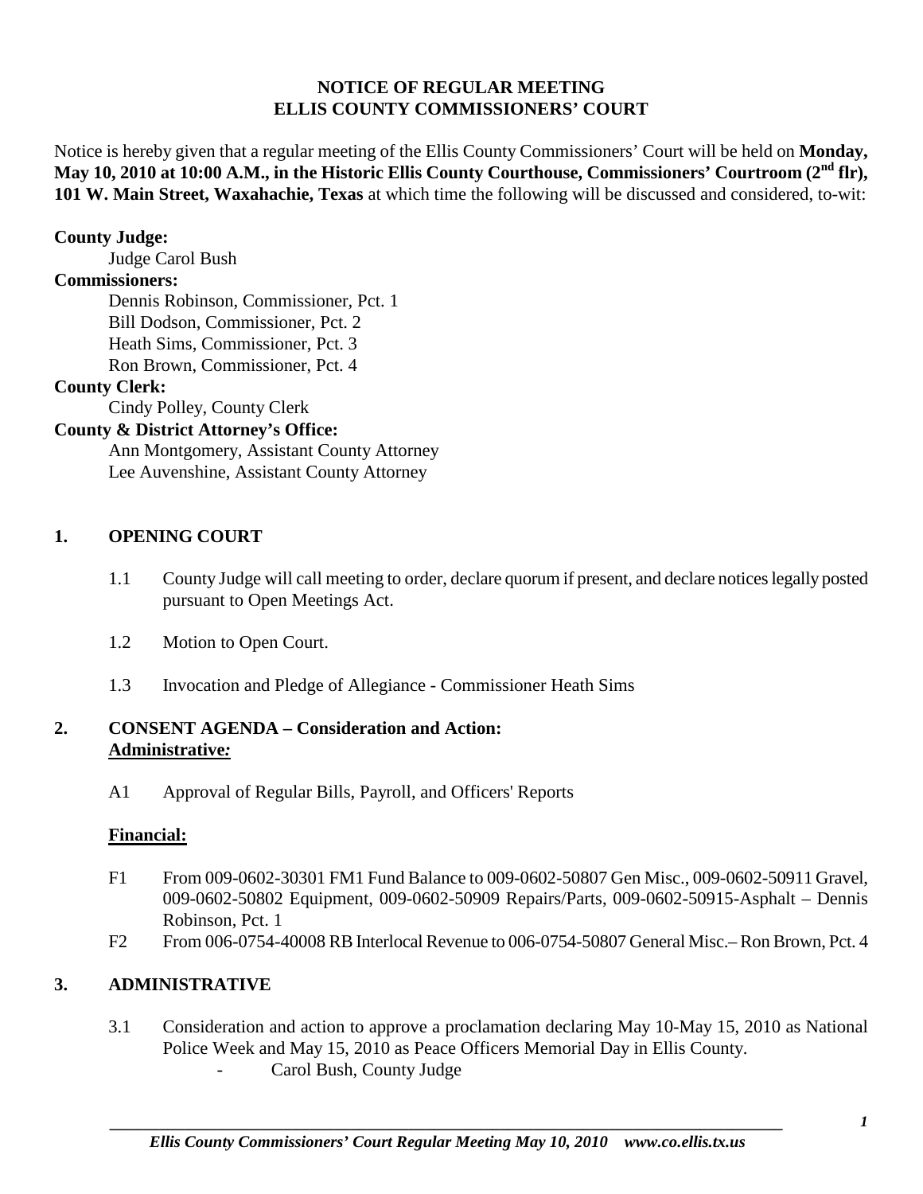**NOTICE OF REGULAR MEETING**
**ELLIS COUNTY COMMISSIONERS' COURT**

Notice is hereby given that a regular meeting of the Ellis County Commissioners' Court will be held on **Monday, May 10, 2010 at 10:00 A.M., in the Historic Ellis County Courthouse, Commissioners' Courtroom (2nd flr), 101 W. Main Street, Waxahachie, Texas** at which time the following will be discussed and considered, to-wit:

**County Judge:**
Judge Carol Bush

**Commissioners:**
Dennis Robinson, Commissioner, Pct. 1
Bill Dodson, Commissioner, Pct. 2
Heath Sims, Commissioner, Pct. 3
Ron Brown, Commissioner, Pct. 4

**County Clerk:**
Cindy Polley, County Clerk

**County & District Attorney's Office:**
Ann Montgomery, Assistant County Attorney
Lee Auvenshine, Assistant County Attorney

## 1. OPENING COURT

1.1 County Judge will call meeting to order, declare quorum if present, and declare notices legally posted pursuant to Open Meetings Act.

1.2 Motion to Open Court.

1.3 Invocation and Pledge of Allegiance - Commissioner Heath Sims

## 2. CONSENT AGENDA – Consideration and Action:

**Administrative:**

A1 Approval of Regular Bills, Payroll, and Officers' Reports

**Financial:**

F1 From 009-0602-30301 FM1 Fund Balance to 009-0602-50807 Gen Misc., 009-0602-50911 Gravel, 009-0602-50802 Equipment, 009-0602-50909 Repairs/Parts, 009-0602-50915-Asphalt – Dennis Robinson, Pct. 1

F2 From 006-0754-40008 RB Interlocal Revenue to 006-0754-50807 General Misc.– Ron Brown, Pct. 4

## 3. ADMINISTRATIVE

3.1 Consideration and action to approve a proclamation declaring May 10-May 15, 2010 as National Police Week and May 15, 2010 as Peace Officers Memorial Day in Ellis County.
- Carol Bush, County Judge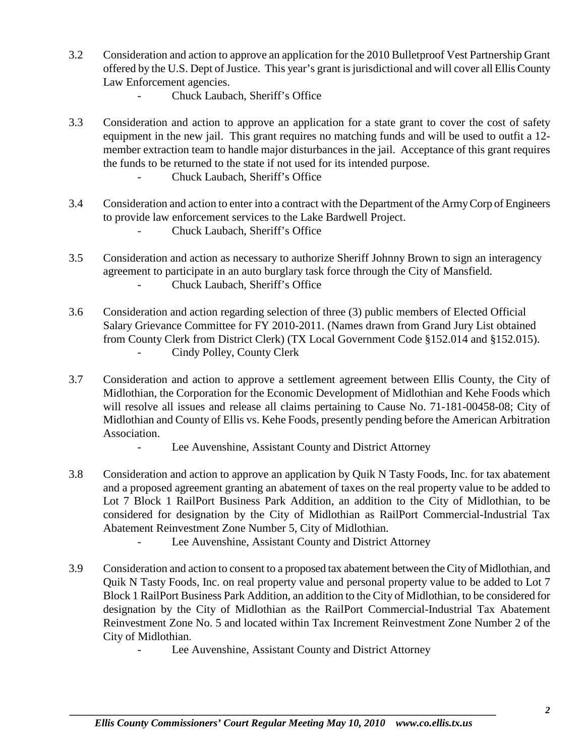3.2 Consideration and action to approve an application for the 2010 Bulletproof Vest Partnership Grant offered by the U.S. Dept of Justice. This year's grant is jurisdictional and will cover all Ellis County Law Enforcement agencies.

- Chuck Laubach, Sheriff's Office

3.3 Consideration and action to approve an application for a state grant to cover the cost of safety equipment in the new jail. This grant requires no matching funds and will be used to outfit a 12-member extraction team to handle major disturbances in the jail. Acceptance of this grant requires the funds to be returned to the state if not used for its intended purpose.

- Chuck Laubach, Sheriff's Office

3.4 Consideration and action to enter into a contract with the Department of the Army Corp of Engineers to provide law enforcement services to the Lake Bardwell Project.

- Chuck Laubach, Sheriff's Office

3.5 Consideration and action as necessary to authorize Sheriff Johnny Brown to sign an interagency agreement to participate in an auto burglary task force through the City of Mansfield.

- Chuck Laubach, Sheriff's Office

3.6 Consideration and action regarding selection of three (3) public members of Elected Official Salary Grievance Committee for FY 2010-2011. (Names drawn from Grand Jury List obtained from County Clerk from District Clerk) (TX Local Government Code §152.014 and §152.015).

- Cindy Polley, County Clerk

3.7 Consideration and action to approve a settlement agreement between Ellis County, the City of Midlothian, the Corporation for the Economic Development of Midlothian and Kehe Foods which will resolve all issues and release all claims pertaining to Cause No. 71-181-00458-08; City of Midlothian and County of Ellis vs. Kehe Foods, presently pending before the American Arbitration Association.

- Lee Auvenshine, Assistant County and District Attorney

3.8 Consideration and action to approve an application by Quik N Tasty Foods, Inc. for tax abatement and a proposed agreement granting an abatement of taxes on the real property value to be added to Lot 7 Block 1 RailPort Business Park Addition, an addition to the City of Midlothian, to be considered for designation by the City of Midlothian as RailPort Commercial-Industrial Tax Abatement Reinvestment Zone Number 5, City of Midlothian.

- Lee Auvenshine, Assistant County and District Attorney

3.9 Consideration and action to consent to a proposed tax abatement between the City of Midlothian, and Quik N Tasty Foods, Inc. on real property value and personal property value to be added to Lot 7 Block 1 RailPort Business Park Addition, an addition to the City of Midlothian, to be considered for designation by the City of Midlothian as the RailPort Commercial-Industrial Tax Abatement Reinvestment Zone No. 5 and located within Tax Increment Reinvestment Zone Number 2 of the City of Midlothian.

- Lee Auvenshine, Assistant County and District Attorney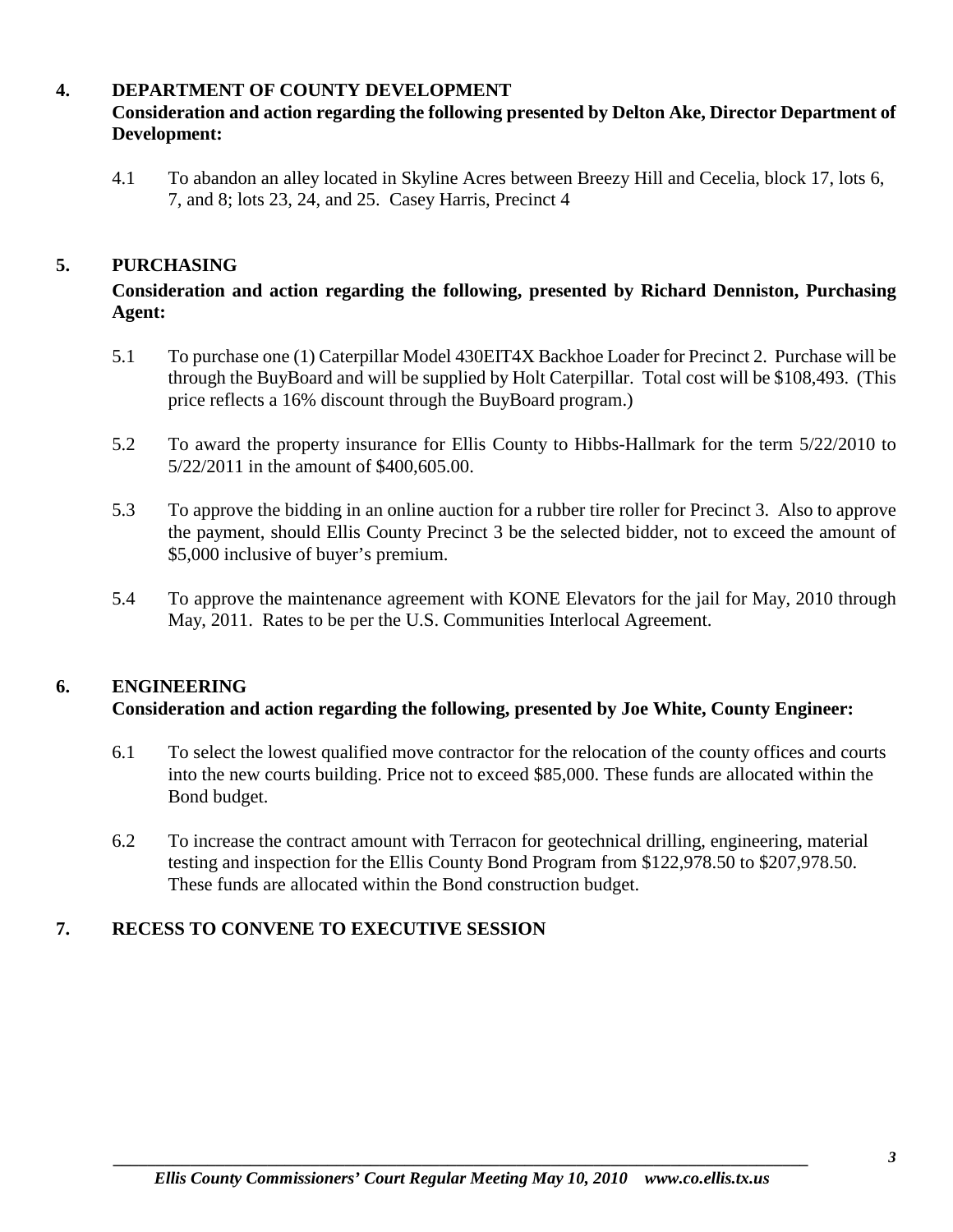## 4. DEPARTMENT OF COUNTY DEVELOPMENT

**Consideration and action regarding the following presented by Delton Ake, Director Department of Development:**

4.1 To abandon an alley located in Skyline Acres between Breezy Hill and Cecelia, block 17, lots 6, 7, and 8; lots 23, 24, and 25. Casey Harris, Precinct 4

## 5. PURCHASING

**Consideration and action regarding the following, presented by Richard Denniston, Purchasing Agent:**

5.1 To purchase one (1) Caterpillar Model 430EIT4X Backhoe Loader for Precinct 2. Purchase will be through the BuyBoard and will be supplied by Holt Caterpillar. Total cost will be $108,493. (This price reflects a 16% discount through the BuyBoard program.)

5.2 To award the property insurance for Ellis County to Hibbs-Hallmark for the term 5/22/2010 to 5/22/2011 in the amount of $400,605.00.

5.3 To approve the bidding in an online auction for a rubber tire roller for Precinct 3. Also to approve the payment, should Ellis County Precinct 3 be the selected bidder, not to exceed the amount of $5,000 inclusive of buyer's premium.

5.4 To approve the maintenance agreement with KONE Elevators for the jail for May, 2010 through May, 2011. Rates to be per the U.S. Communities Interlocal Agreement.

## 6. ENGINEERING

**Consideration and action regarding the following, presented by Joe White, County Engineer:**

6.1 To select the lowest qualified move contractor for the relocation of the county offices and courts into the new courts building. Price not to exceed $85,000. These funds are allocated within the Bond budget.

6.2 To increase the contract amount with Terracon for geotechnical drilling, engineering, material testing and inspection for the Ellis County Bond Program from $122,978.50 to $207,978.50. These funds are allocated within the Bond construction budget.

## 7. RECESS TO CONVENE TO EXECUTIVE SESSION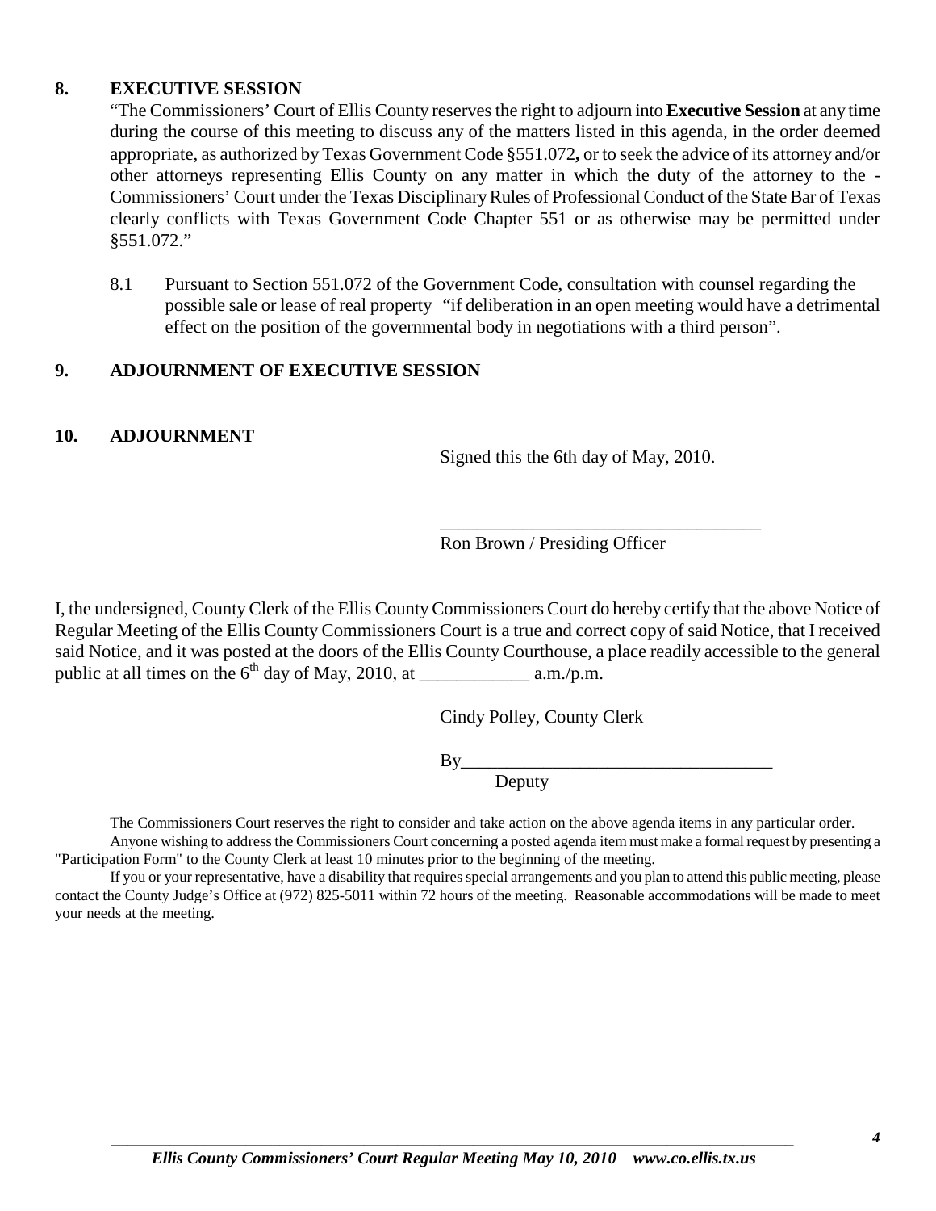## 8. EXECUTIVE SESSION

"The Commissioners' Court of Ellis County reserves the right to adjourn into **Executive Session** at any time during the course of this meeting to discuss any of the matters listed in this agenda, in the order deemed appropriate, as authorized by Texas Government Code §551.072**,** or to seek the advice of its attorney and/or other attorneys representing Ellis County on any matter in which the duty of the attorney to the -Commissioners' Court under the Texas Disciplinary Rules of Professional Conduct of the State Bar of Texas clearly conflicts with Texas Government Code Chapter 551 or as otherwise may be permitted under §551.072."

8.1 Pursuant to Section 551.072 of the Government Code, consultation with counsel regarding the possible sale or lease of real property "if deliberation in an open meeting would have a detrimental effect on the position of the governmental body in negotiations with a third person".

## 9. ADJOURNMENT OF EXECUTIVE SESSION

## 10. ADJOURNMENT

Signed this the 6th day of May, 2010.

___________________________________
Ron Brown / Presiding Officer

I, the undersigned, County Clerk of the Ellis County Commissioners Court do hereby certify that the above Notice of Regular Meeting of the Ellis County Commissioners Court is a true and correct copy of said Notice, that I received said Notice, and it was posted at the doors of the Ellis County Courthouse, a place readily accessible to the general public at all times on the 6th day of May, 2010, at ____________ a.m./p.m.

Cindy Polley, County Clerk

By__________________________________
Deputy

The Commissioners Court reserves the right to consider and take action on the above agenda items in any particular order.

Anyone wishing to address the Commissioners Court concerning a posted agenda item must make a formal request by presenting a "Participation Form" to the County Clerk at least 10 minutes prior to the beginning of the meeting.

If you or your representative, have a disability that requires special arrangements and you plan to attend this public meeting, please contact the County Judge's Office at (972) 825-5011 within 72 hours of the meeting. Reasonable accommodations will be made to meet your needs at the meeting.